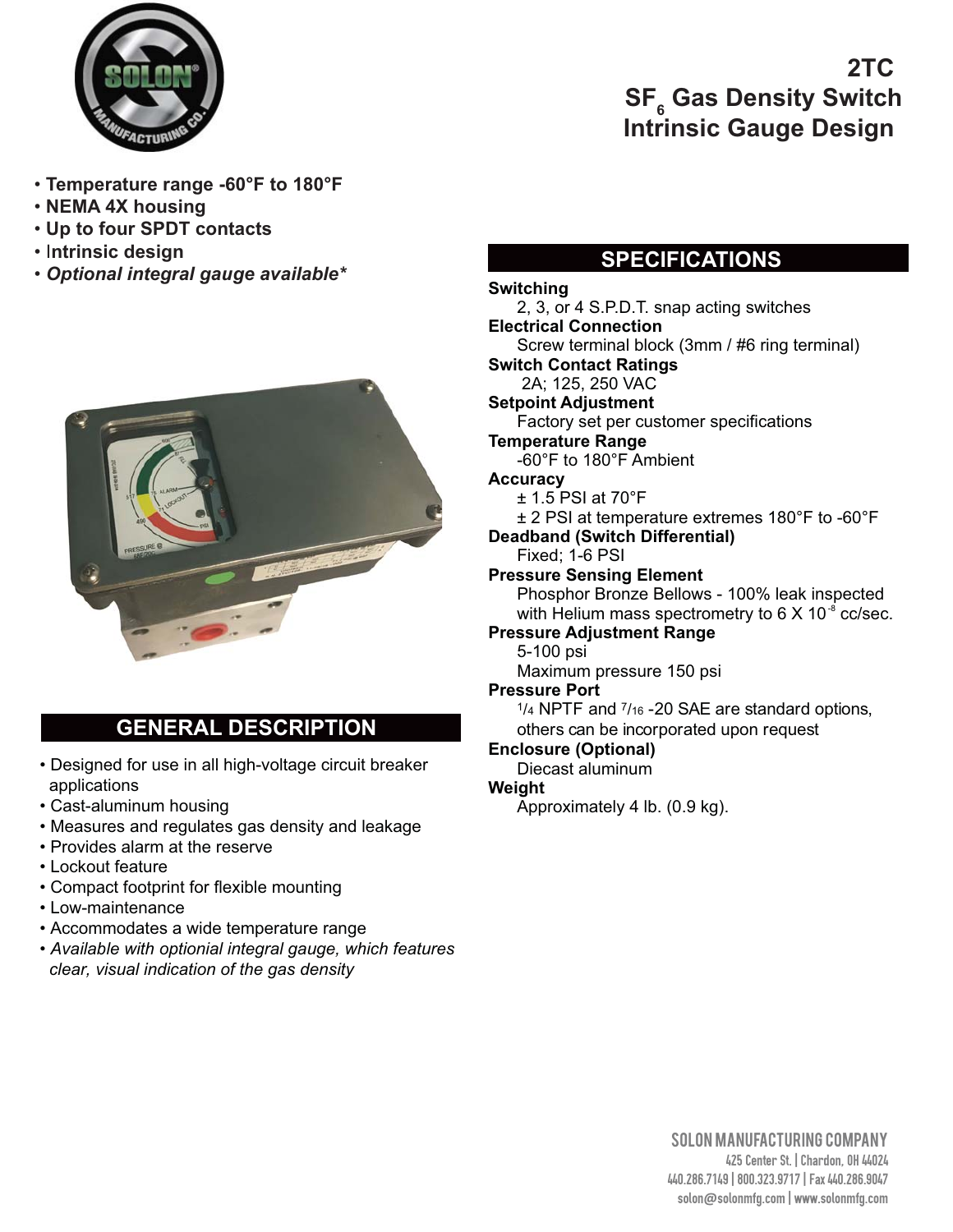# 2TC
# $SF_6$ Gas Density Switch
# Intrinsic Gauge Design

- **Temperature range -60°F to 180°F**
- **NEMA 4X housing**
- **Up to four SPDT contacts**
- **Intrinsic design**
- ***Optional integral gauge available****

## GENERAL DESCRIPTION

- Designed for use in all high-voltage circuit breaker applications
- Cast-aluminum housing
- Measures and regulates gas density and leakage
- Provides alarm at the reserve
- Lockout feature
- Compact footprint for flexible mounting
- Low-maintenance
- Accommodates a wide temperature range
- *Available with optionial integral gauge, which features clear, visual indication of the gas density*

## SPECIFICATIONS

**Switching**
2, 3, or 4 S.P.D.T. snap acting switches

**Electrical Connection**
Screw terminal block (3mm / #6 ring terminal)

**Switch Contact Ratings**
2A; 125, 250 VAC

**Setpoint Adjustment**
Factory set per customer specifications

**Temperature Range**
-60°F to 180°F Ambient

**Accuracy**
± 1.5 PSI at 70°F
± 2 PSI at temperature extremes 180°F to -60°F

**Deadband (Switch Differential)**
Fixed; 1-6 PSI

**Pressure Sensing Element**
Phosphor Bronze Bellows - 100% leak inspected with Helium mass spectrometry to $6 \times 10^{-8}$ cc/sec.

**Pressure Adjustment Range**
5-100 psi
Maximum pressure 150 psi

**Pressure Port**
1/4 NPTF and 7/16 -20 SAE are standard options, others can be incorporated upon request

**Enclosure (Optional)**
Diecast aluminum

**Weight**
Approximately 4 lb. (0.9 kg).

SOLON MANUFACTURING COMPANY
425 Center St. | Chardon, OH 44024
440.286.7149 | 800.323.9717 | Fax 440.286.9047
solon@solonmfg.com | www.solonmfg.com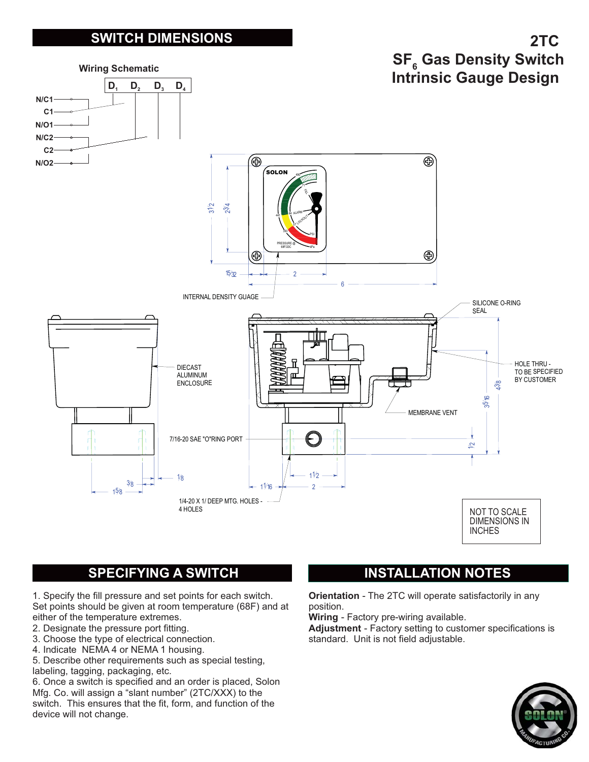# 2TC
# $SF_6$ Gas Density Switch
# Intrinsic Gauge Design

## SWITCH DIMENSIONS

Wiring Schematic

$D_1$ $D_2$ $D_3$ $D_4$

N/C1
C1
N/O1
N/C2
C2
N/O2

SOLON

INTERNAL DENSITY GUAGE

SILICONE O-RING SEAL

DIECAST ALUMINUM ENCLOSURE

HOLE THRU - TO BE SPECIFIED BY CUSTOMER

MEMBRANE VENT

7/16-20 SAE "O"RING PORT

1/4-20 X 1/ DEEP MTG. HOLES - 4 HOLES

3½ 2¾ 15/32 2 6 4⅜ 3⁵/16 ½ 1⅛ ⅜ 1⅝ 1¹/16 1½ 2

NOT TO SCALE DIMENSIONS IN INCHES

## SPECIFYING A SWITCH

1. Specify the fill pressure and set points for each switch. Set points should be given at room temperature (68F) and at either of the temperature extremes.
2. Designate the pressure port fitting.
3. Choose the type of electrical connection.
4. Indicate NEMA 4 or NEMA 1 housing.
5. Describe other requirements such as special testing, labeling, tagging, packaging, etc.
6. Once a switch is specified and an order is placed, Solon Mfg. Co. will assign a "slant number" (2TC/XXX) to the switch. This ensures that the fit, form, and function of the device will not change.

## INSTALLATION NOTES

**Orientation** - The 2TC will operate satisfactorily in any position.
**Wiring** - Factory pre-wiring available.
**Adjustment** - Factory setting to customer specifications is standard. Unit is not field adjustable.

SOLON MANUFACTURING CO.